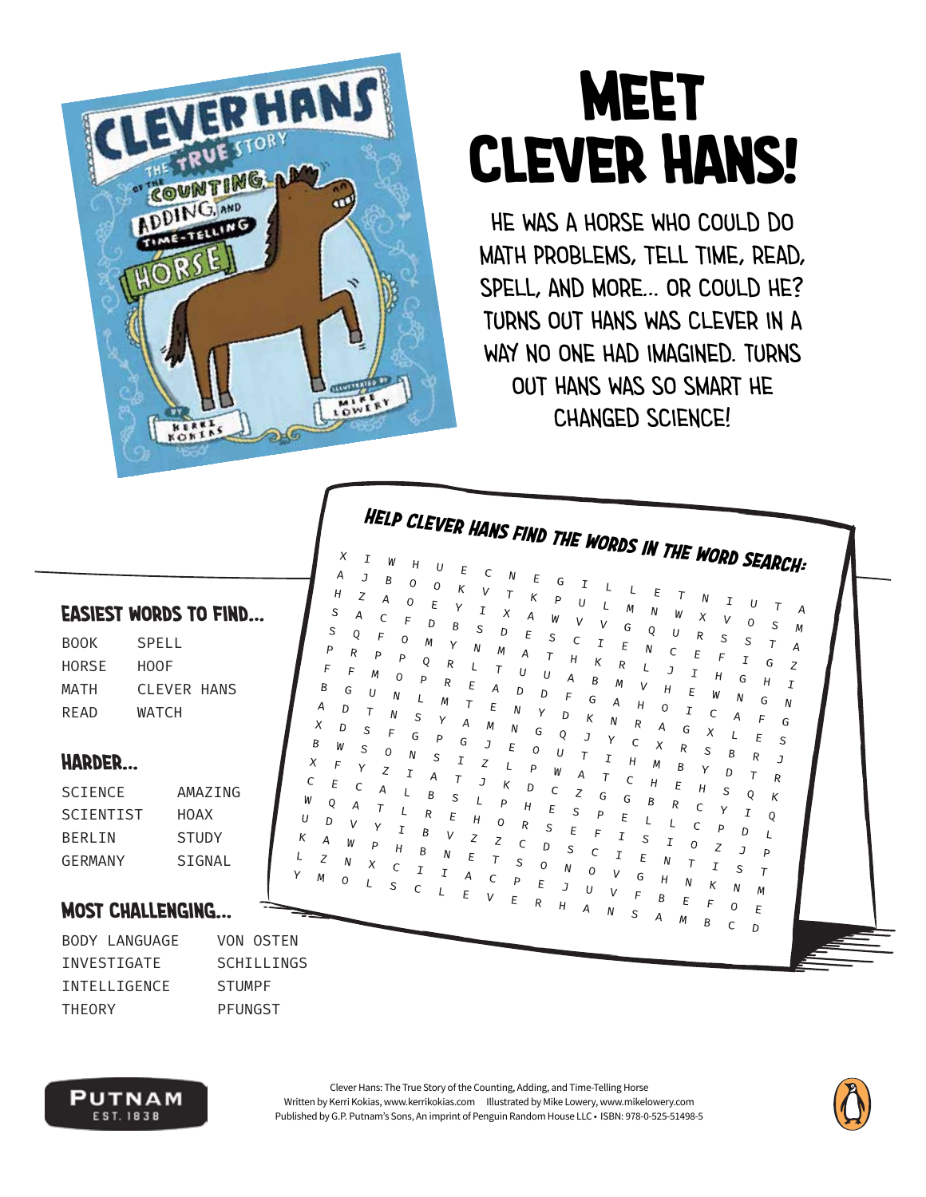# MEET CLEVER HANS!

HE WAS A HORSE WHO COULD DO MATH PROBLEMS, TELL TIME, READ, SPELL, AND MORE... OR COULD HE? TURNS OUT HANS WAS CLEVER IN A WAY NO ONE HAD IMAGINED. TURNS OUT HANS WAS SO SMART HE CHANGED SCIENCE!

## HELP CLEVER HANS FIND THE WORDS IN THE WORD SEARCH:

```
X I W H U E C N E G I L L E T N I U T A
A J B O O K V T K P U L M N W X V O S M
H Z A O E Y I X A W V V G Q U R S S T A
S A C F D B S D E S C I E N C E F I G Z
S Q F O M Y N M A T H K R L J I H G H I
P R P P Q R L T U U A B M V H E W N G N
F F M O P R E A D D F G A H O I C A F G
B G U N L M T E N Y D K N R A G X L E S
A D T N S Y A M N G Q J Y C X R S B R J
X D S F G P G J E O U T I H M B Y D T R
B W S O N S I Z L P W A T C H E H S Q K
X F Y Z I A T J K D C Z G G B R C Y I Q
C E C A L B S L P H E S P E L L C P D L
W Q A T L R E H O R S E F I S I O Z J P
U D V Y I B V Z Z C D S C T E N T I S T
K A W P H B N E T S O N O V G H N K N M
L Z N X C I I A C P E J U V F B E F O E
Y M O L S C L E V E R H A N S A M B C D
```

### EASIEST WORDS TO FIND...

| | |
|---|---|
| BOOK | SPELL |
| HORSE | HOOF |
| MATH | CLEVER HANS |
| READ | WATCH |

### HARDER...

| | |
|---|---|
| SCIENCE | AMAZING |
| SCIENTIST | HOAX |
| BERLIN | STUDY |
| GERMANY | SIGNAL |

### MOST CHALLENGING...

| | |
|---|---|
| BODY LANGUAGE | VON OSTEN |
| INVESTIGATE | SCHILLINGS |
| INTELLIGENCE | STUMPF |
| THEORY | PFUNGST |

PUTNAM EST. 1838

Clever Hans: The True Story of the Counting, Adding, and Time-Telling Horse
Written by Kerri Kokias, www.kerrikokias.com Illustrated by Mike Lowery, www.mikelowery.com
Published by G.P. Putnam's Sons, An imprint of Penguin Random House LLC • ISBN: 978-0-525-51498-5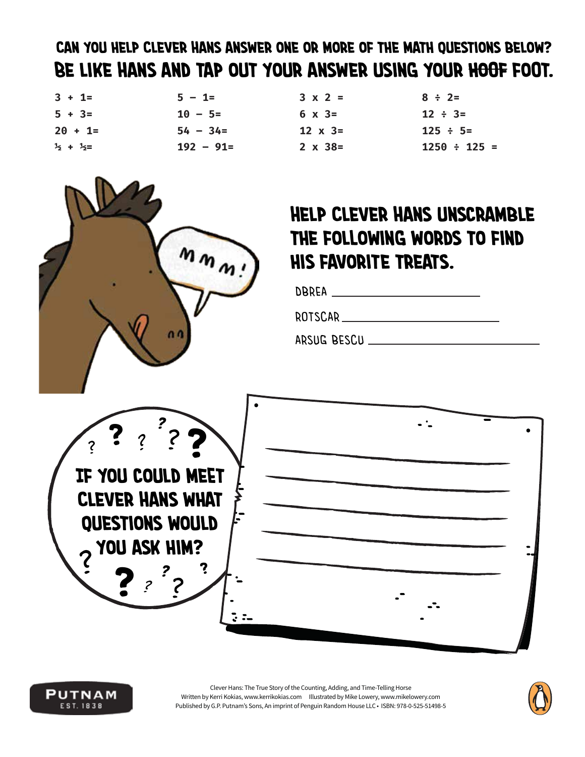## CAN YOU HELP CLEVER HANS ANSWER ONE OR MORE OF THE MATH QUESTIONS BELOW?

## BE LIKE HANS AND TAP OUT YOUR ANSWER USING YOUR ~~HOOF~~ FOOT.

| | | | |
|---|---|---|---|
| 3 + 1= | 5 − 1= | 3 x 2 = | 8 ÷ 2= |
| 5 + 3= | 10 − 5= | 6 x 3= | 12 ÷ 3= |
| 20 + 1= | 54 − 34= | 12 x 3= | 125 ÷ 5= |
| $\frac{1}{2} + \frac{1}{2}$= | 192 − 91= | 2 x 38= | 1250 ÷ 125 = |

MMM!

## HELP CLEVER HANS UNSCRAMBLE THE FOLLOWING WORDS TO FIND HIS FAVORITE TREATS.

DBREA ______________________

ROTSCAR ______________________

ARSUG BESCU ______________________

## IF YOU COULD MEET CLEVER HANS WHAT QUESTIONS WOULD YOU ASK HIM?

______________________

______________________

______________________

______________________

______________________

Clever Hans: The True Story of the Counting, Adding, and Time-Telling Horse
Written by Kerri Kokias, www.kerrikokias.com Illustrated by Mike Lowery, www.mikelowery.com
Published by G.P. Putnam's Sons, An imprint of Penguin Random House LLC • ISBN: 978-0-525-51498-5